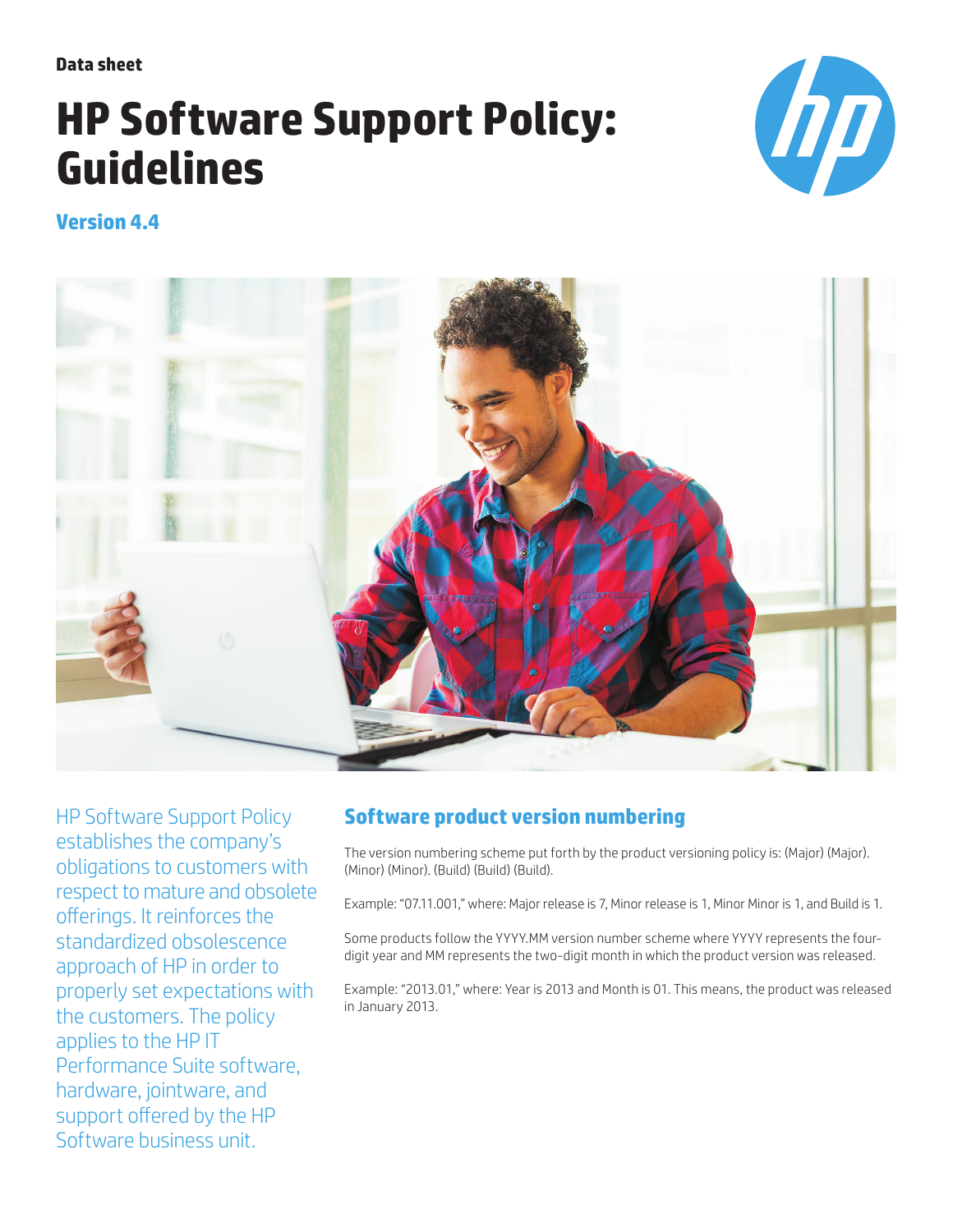**Data sheet**

# HP Software Support Policy: Guidelines

**Version 4.4**

HP Software Support Policy establishes the company's obligations to customers with respect to mature and obsolete offerings. It reinforces the standardized obsolescence approach of HP in order to properly set expectations with the customers. The policy applies to the HP IT Performance Suite software, hardware, jointware, and support offered by the HP Software business unit.

## Software product version numbering

The version numbering scheme put forth by the product versioning policy is: (Major) (Major). (Minor) (Minor). (Build) (Build) (Build).

Example: "07.11.001," where: Major release is 7, Minor release is 1, Minor Minor is 1, and Build is 1.

Some products follow the YYYY.MM version number scheme where YYYY represents the four-digit year and MM represents the two-digit month in which the product version was released.

Example: "2013.01," where: Year is 2013 and Month is 01. This means, the product was released in January 2013.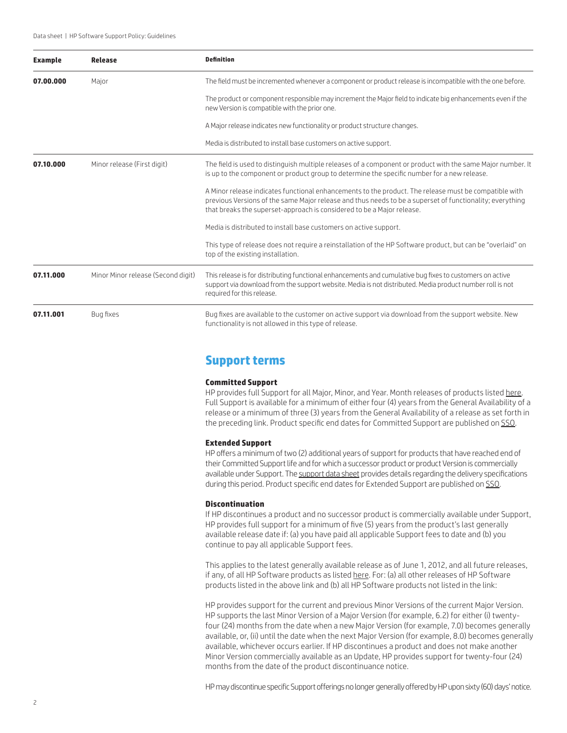| Example | Release | Definition |
|---|---|---|
| **07.00.000** | Major | The field must be incremented whenever a component or product release is incompatible with the one before.<br><br>The product or component responsible may increment the Major field to indicate big enhancements even if the new Version is compatible with the prior one.<br><br>A Major release indicates new functionality or product structure changes.<br><br>Media is distributed to install base customers on active support. |
| **07.10.000** | Minor release (First digit) | The field is used to distinguish multiple releases of a component or product with the same Major number. It is up to the component or product group to determine the specific number for a new release.<br><br>A Minor release indicates functional enhancements to the product. The release must be compatible with previous Versions of the same Major release and thus needs to be a superset of functionality; everything that breaks the superset-approach is considered to be a Major release.<br><br>Media is distributed to install base customers on active support.<br><br>This type of release does not require a reinstallation of the HP Software product, but can be "overlaid" on top of the existing installation. |
| **07.11.000** | Minor Minor release (Second digit) | This release is for distributing functional enhancements and cumulative bug fixes to customers on active support via download from the support website. Media is not distributed. Media product number roll is not required for this release. |
| **07.11.001** | Bug fixes | Bug fixes are available to the customer on active support via download from the support website. New functionality is not allowed in this type of release. |

## Support terms

### Committed Support

HP provides full Support for all Major, Minor, and Year. Month releases of products listed here. Full Support is available for a minimum of either four (4) years from the General Availability of a release or a minimum of three (3) years from the General Availability of a release as set forth in the preceding link. Product specific end dates for Committed Support are published on SSO.

### Extended Support

HP offers a minimum of two (2) additional years of support for products that have reached end of their Committed Support life and for which a successor product or product Version is commercially available under Support. The support data sheet provides details regarding the delivery specifications during this period. Product specific end dates for Extended Support are published on SSO.

### Discontinuation

If HP discontinues a product and no successor product is commercially available under Support, HP provides full support for a minimum of five (5) years from the product's last generally available release date if: (a) you have paid all applicable Support fees to date and (b) you continue to pay all applicable Support fees.

This applies to the latest generally available release as of June 1, 2012, and all future releases, if any, of all HP Software products as listed here. For: (a) all other releases of HP Software products listed in the above link and (b) all HP Software products not listed in the link:

HP provides support for the current and previous Minor Versions of the current Major Version. HP supports the last Minor Version of a Major Version (for example, 6.2) for either (i) twenty-four (24) months from the date when a new Major Version (for example, 7.0) becomes generally available, or, (ii) until the date when the next Major Version (for example, 8.0) becomes generally available, whichever occurs earlier. If HP discontinues a product and does not make another Minor Version commercially available as an Update, HP provides support for twenty-four (24) months from the date of the product discontinuance notice.

HP may discontinue specific Support offerings no longer generally offered by HP upon sixty (60) days' notice.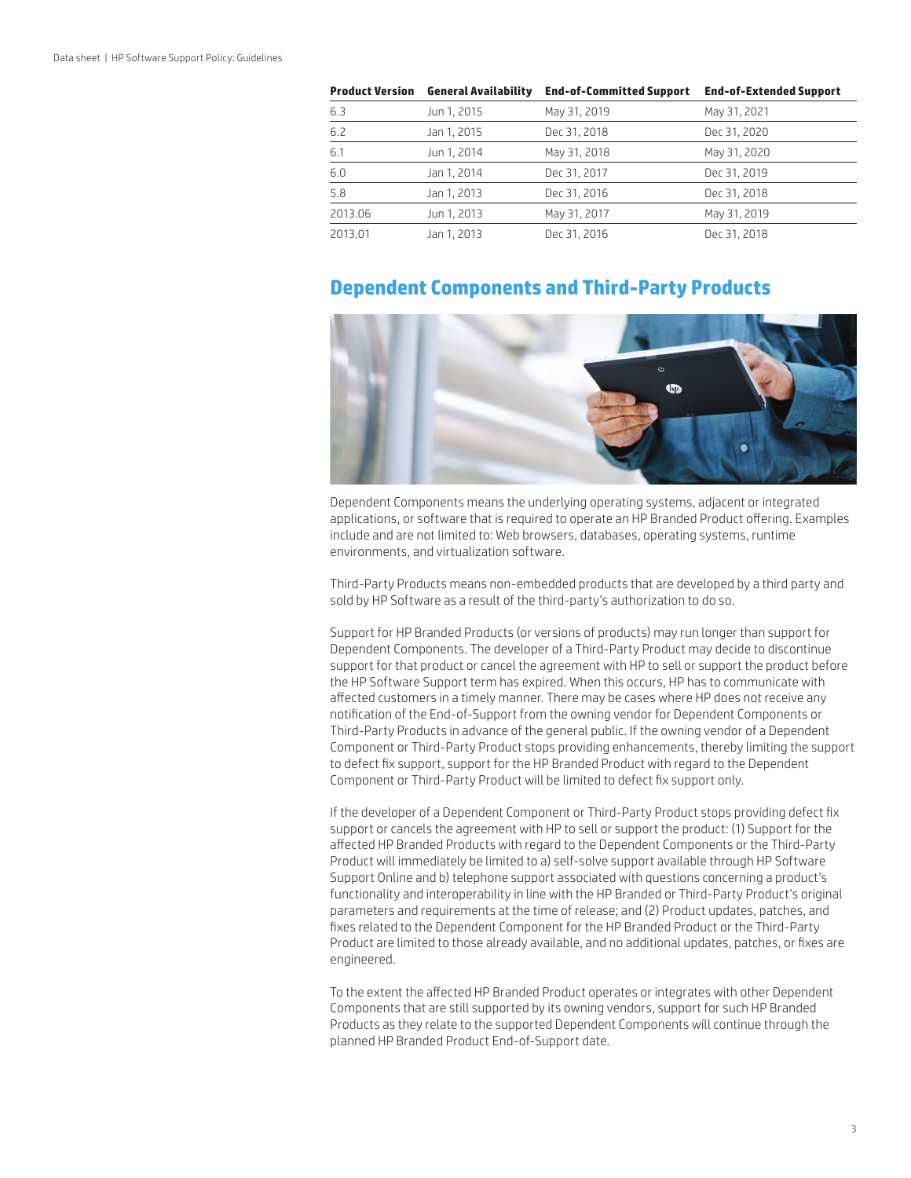| Product Version | General Availability | End-of-Committed Support | End-of-Extended Support |
|---|---|---|---|
| 6.3 | Jun 1, 2015 | May 31, 2019 | May 31, 2021 |
| 6.2 | Jan 1, 2015 | Dec 31, 2018 | Dec 31, 2020 |
| 6.1 | Jun 1, 2014 | May 31, 2018 | May 31, 2020 |
| 6.0 | Jan 1, 2014 | Dec 31, 2017 | Dec 31, 2019 |
| 5.8 | Jan 1, 2013 | Dec 31, 2016 | Dec 31, 2018 |
| 2013.06 | Jun 1, 2013 | May 31, 2017 | May 31, 2019 |
| 2013.01 | Jan 1, 2013 | Dec 31, 2016 | Dec 31, 2018 |

## Dependent Components and Third-Party Products

Dependent Components means the underlying operating systems, adjacent or integrated applications, or software that is required to operate an HP Branded Product offering. Examples include and are not limited to: Web browsers, databases, operating systems, runtime environments, and virtualization software.

Third-Party Products means non-embedded products that are developed by a third party and sold by HP Software as a result of the third-party's authorization to do so.

Support for HP Branded Products (or versions of products) may run longer than support for Dependent Components. The developer of a Third-Party Product may decide to discontinue support for that product or cancel the agreement with HP to sell or support the product before the HP Software Support term has expired. When this occurs, HP has to communicate with affected customers in a timely manner. There may be cases where HP does not receive any notification of the End-of-Support from the owning vendor for Dependent Components or Third-Party Products in advance of the general public. If the owning vendor of a Dependent Component or Third-Party Product stops providing enhancements, thereby limiting the support to defect fix support, support for the HP Branded Product with regard to the Dependent Component or Third-Party Product will be limited to defect fix support only.

If the developer of a Dependent Component or Third-Party Product stops providing defect fix support or cancels the agreement with HP to sell or support the product: (1) Support for the affected HP Branded Products with regard to the Dependent Components or the Third-Party Product will immediately be limited to a) self-solve support available through HP Software Support Online and b) telephone support associated with questions concerning a product's functionality and interoperability in line with the HP Branded or Third-Party Product's original parameters and requirements at the time of release; and (2) Product updates, patches, and fixes related to the Dependent Component for the HP Branded Product or the Third-Party Product are limited to those already available, and no additional updates, patches, or fixes are engineered.

To the extent the affected HP Branded Product operates or integrates with other Dependent Components that are still supported by its owning vendors, support for such HP Branded Products as they relate to the supported Dependent Components will continue through the planned HP Branded Product End-of-Support date.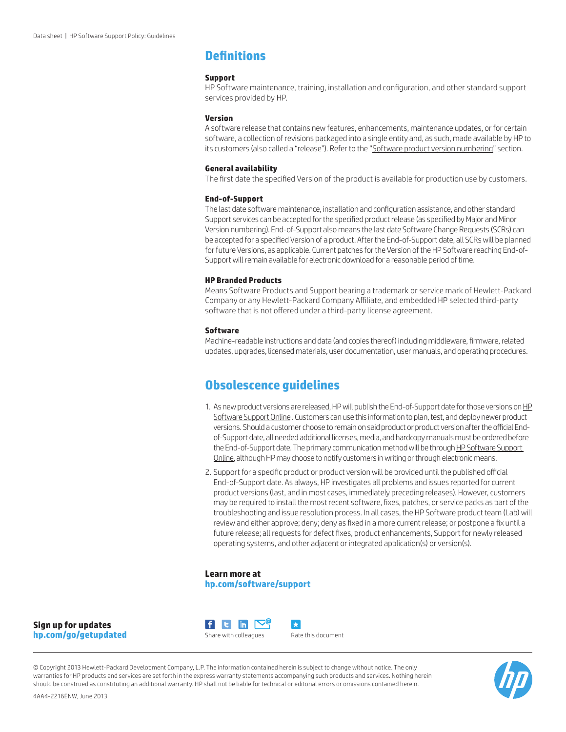## Definitions

**Support**
HP Software maintenance, training, installation and configuration, and other standard support services provided by HP.

**Version**
A software release that contains new features, enhancements, maintenance updates, or for certain software, a collection of revisions packaged into a single entity and, as such, made available by HP to its customers (also called a "release"). Refer to the "Software product version numbering" section.

**General availability**
The first date the specified Version of the product is available for production use by customers.

**End-of-Support**
The last date software maintenance, installation and configuration assistance, and other standard Support services can be accepted for the specified product release (as specified by Major and Minor Version numbering). End-of-Support also means the last date Software Change Requests (SCRs) can be accepted for a specified Version of a product. After the End-of-Support date, all SCRs will be planned for future Versions, as applicable. Current patches for the Version of the HP Software reaching End-of-Support will remain available for electronic download for a reasonable period of time.

**HP Branded Products**
Means Software Products and Support bearing a trademark or service mark of Hewlett-Packard Company or any Hewlett-Packard Company Affiliate, and embedded HP selected third-party software that is not offered under a third-party license agreement.

**Software**
Machine-readable instructions and data (and copies thereof) including middleware, firmware, related updates, upgrades, licensed materials, user documentation, user manuals, and operating procedures.

## Obsolescence guidelines

1. As new product versions are released, HP will publish the End-of-Support date for those versions on HP Software Support Online . Customers can use this information to plan, test, and deploy newer product versions. Should a customer choose to remain on said product or product version after the official End-of-Support date, all needed additional licenses, media, and hardcopy manuals must be ordered before the End-of-Support date. The primary communication method will be through HP Software Support Online, although HP may choose to notify customers in writing or through electronic means.
2. Support for a specific product or product version will be provided until the published official End-of-Support date. As always, HP investigates all problems and issues reported for current product versions (last, and in most cases, immediately preceding releases). However, customers may be required to install the most recent software, fixes, patches, or service packs as part of the troubleshooting and issue resolution process. In all cases, the HP Software product team (Lab) will review and either approve; deny; deny as fixed in a more current release; or postpone a fix until a future release; all requests for defect fixes, product enhancements, Support for newly released operating systems, and other adjacent or integrated application(s) or version(s).

**Learn more at**
**hp.com/software/support**

**Sign up for updates**
**hp.com/go/getupdated**

Share with colleagues

Rate this document

© Copyright 2013 Hewlett-Packard Development Company, L.P. The information contained herein is subject to change without notice. The only warranties for HP products and services are set forth in the express warranty statements accompanying such products and services. Nothing herein should be construed as constituting an additional warranty. HP shall not be liable for technical or editorial errors or omissions contained herein.

4AA4-2216ENW, June 2013